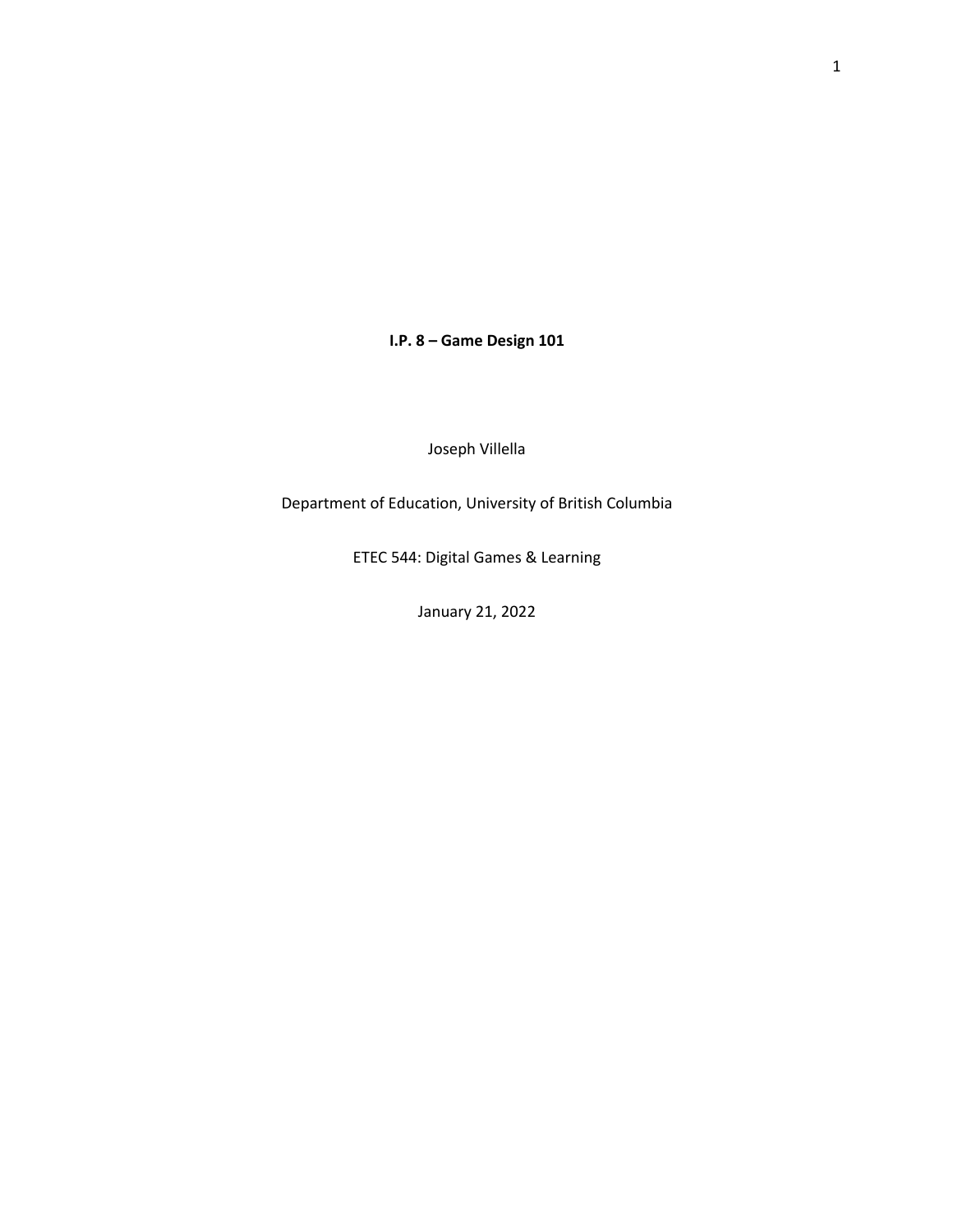**I.P. 8 – Game Design 101**

Joseph Villella

Department of Education, University of British Columbia

ETEC 544: Digital Games & Learning

January 21, 2022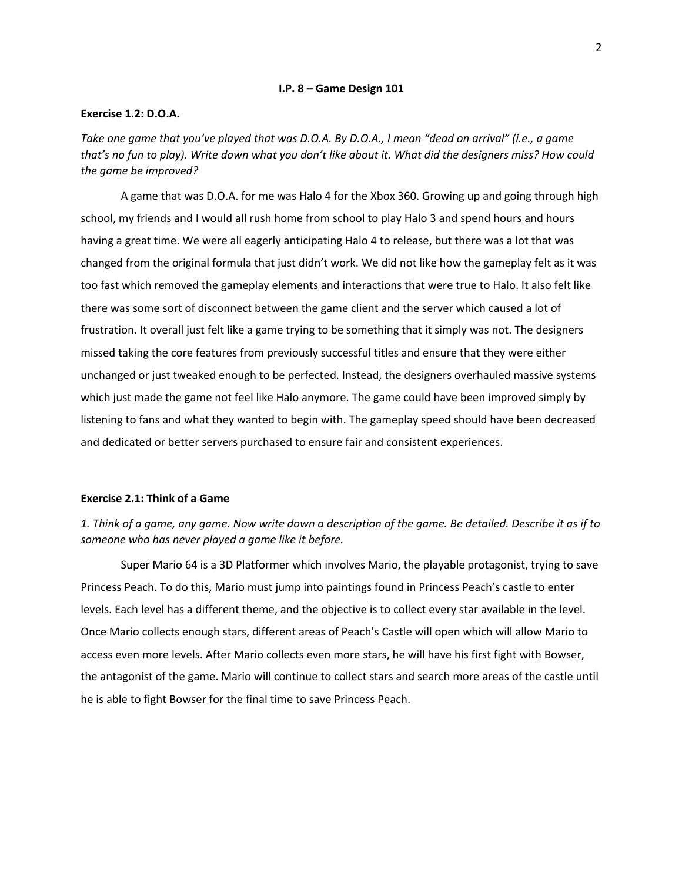**I.P. 8 – Game Design 101**

**Exercise 1.2: D.O.A.**

*Take one game that you've played that was D.O.A. By D.O.A., I mean "dead on arrival" (i.e., a game that's no fun to play). Write down what you don't like about it. What did the designers miss? How could the game be improved?*

A game that was D.O.A. for me was Halo 4 for the Xbox 360. Growing up and going through high school, my friends and I would all rush home from school to play Halo 3 and spend hours and hours having a great time. We were all eagerly anticipating Halo 4 to release, but there was a lot that was changed from the original formula that just didn't work. We did not like how the gameplay felt as it was too fast which removed the gameplay elements and interactions that were true to Halo. It also felt like there was some sort of disconnect between the game client and the server which caused a lot of frustration. It overall just felt like a game trying to be something that it simply was not. The designers missed taking the core features from previously successful titles and ensure that they were either unchanged or just tweaked enough to be perfected. Instead, the designers overhauled massive systems which just made the game not feel like Halo anymore. The game could have been improved simply by listening to fans and what they wanted to begin with. The gameplay speed should have been decreased and dedicated or better servers purchased to ensure fair and consistent experiences.

**Exercise 2.1: Think of a Game**

*1. Think of a game, any game. Now write down a description of the game. Be detailed. Describe it as if to someone who has never played a game like it before.*

Super Mario 64 is a 3D Platformer which involves Mario, the playable protagonist, trying to save Princess Peach. To do this, Mario must jump into paintings found in Princess Peach's castle to enter levels. Each level has a different theme, and the objective is to collect every star available in the level. Once Mario collects enough stars, different areas of Peach's Castle will open which will allow Mario to access even more levels. After Mario collects even more stars, he will have his first fight with Bowser, the antagonist of the game. Mario will continue to collect stars and search more areas of the castle until he is able to fight Bowser for the final time to save Princess Peach.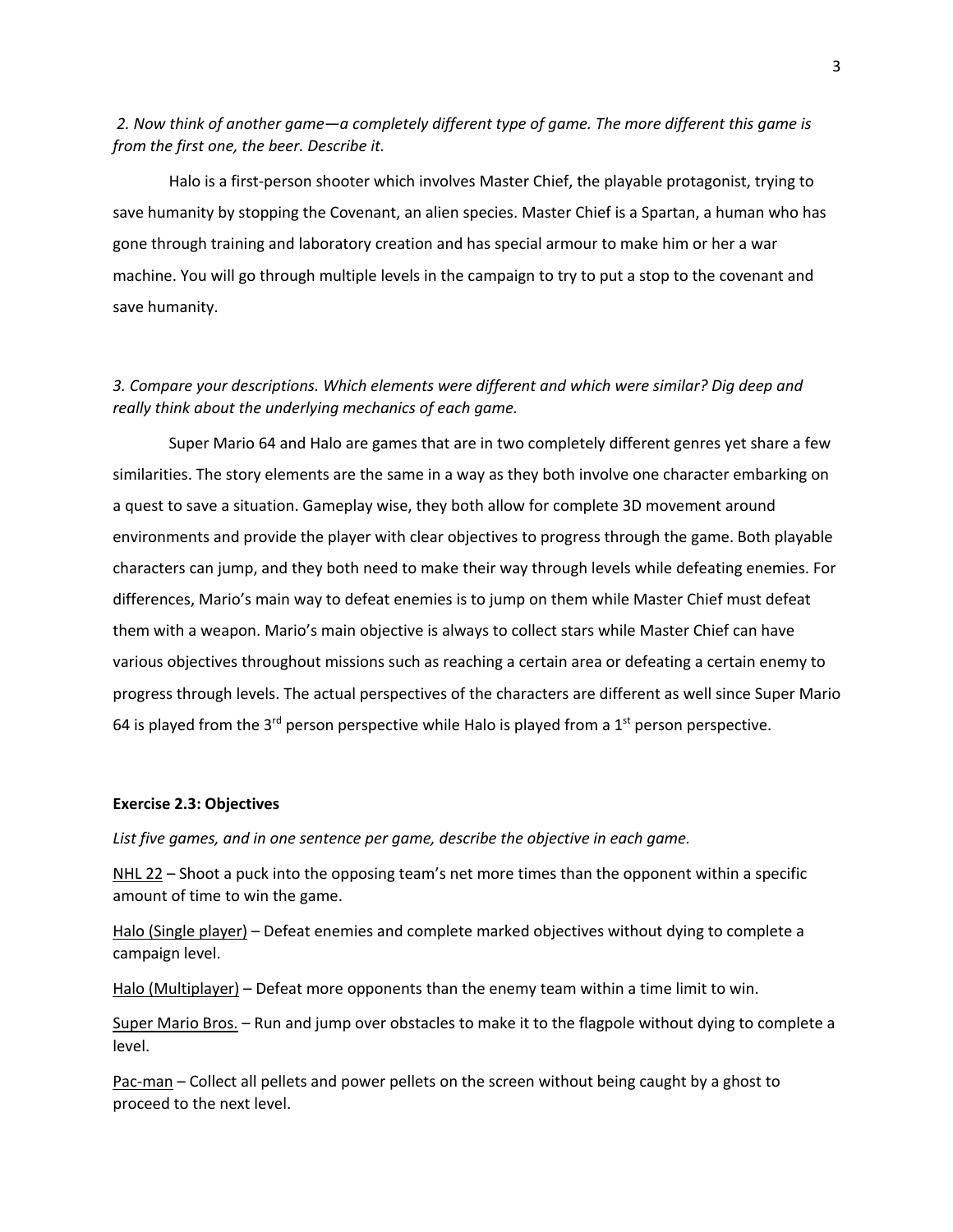*2. Now think of another game—a completely different type of game. The more different this game is from the first one, the beer. Describe it.*

Halo is a first-person shooter which involves Master Chief, the playable protagonist, trying to save humanity by stopping the Covenant, an alien species. Master Chief is a Spartan, a human who has gone through training and laboratory creation and has special armour to make him or her a war machine. You will go through multiple levels in the campaign to try to put a stop to the covenant and save humanity.

*3. Compare your descriptions. Which elements were different and which were similar? Dig deep and really think about the underlying mechanics of each game.*

Super Mario 64 and Halo are games that are in two completely different genres yet share a few similarities. The story elements are the same in a way as they both involve one character embarking on a quest to save a situation. Gameplay wise, they both allow for complete 3D movement around environments and provide the player with clear objectives to progress through the game. Both playable characters can jump, and they both need to make their way through levels while defeating enemies. For differences, Mario's main way to defeat enemies is to jump on them while Master Chief must defeat them with a weapon. Mario's main objective is always to collect stars while Master Chief can have various objectives throughout missions such as reaching a certain area or defeating a certain enemy to progress through levels. The actual perspectives of the characters are different as well since Super Mario 64 is played from the 3rd person perspective while Halo is played from a 1st person perspective.

**Exercise 2.3: Objectives**

*List five games, and in one sentence per game, describe the objective in each game.*

<u>NHL 22</u> – Shoot a puck into the opposing team's net more times than the opponent within a specific amount of time to win the game.

<u>Halo (Single player)</u> – Defeat enemies and complete marked objectives without dying to complete a campaign level.

<u>Halo (Multiplayer)</u> – Defeat more opponents than the enemy team within a time limit to win.

<u>Super Mario Bros.</u> – Run and jump over obstacles to make it to the flagpole without dying to complete a level.

<u>Pac-man</u> – Collect all pellets and power pellets on the screen without being caught by a ghost to proceed to the next level.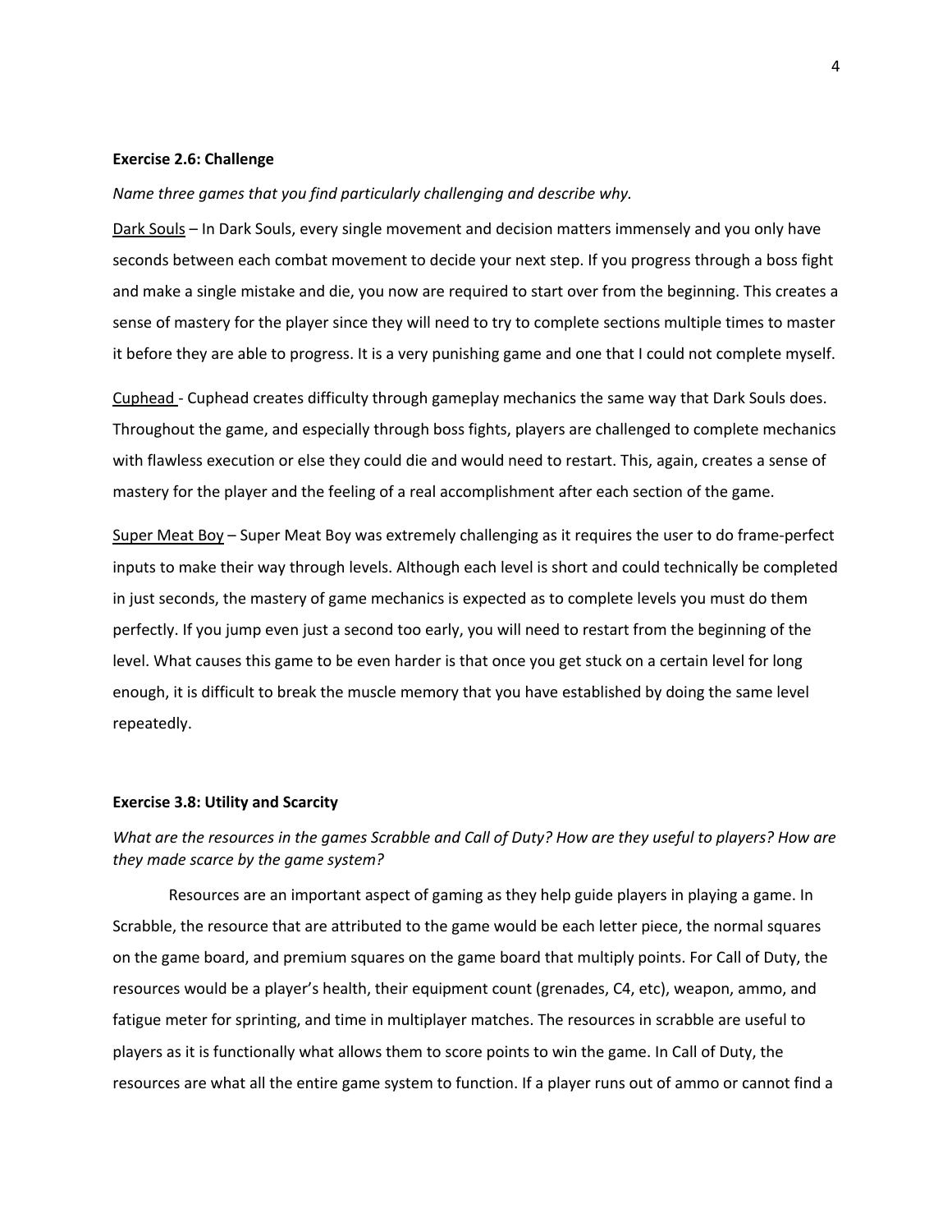**Exercise 2.6: Challenge**

*Name three games that you find particularly challenging and describe why.*

<u>Dark Souls</u> – In Dark Souls, every single movement and decision matters immensely and you only have seconds between each combat movement to decide your next step. If you progress through a boss fight and make a single mistake and die, you now are required to start over from the beginning. This creates a sense of mastery for the player since they will need to try to complete sections multiple times to master it before they are able to progress. It is a very punishing game and one that I could not complete myself.

<u>Cuphead</u> - Cuphead creates difficulty through gameplay mechanics the same way that Dark Souls does. Throughout the game, and especially through boss fights, players are challenged to complete mechanics with flawless execution or else they could die and would need to restart. This, again, creates a sense of mastery for the player and the feeling of a real accomplishment after each section of the game.

<u>Super Meat Boy</u> – Super Meat Boy was extremely challenging as it requires the user to do frame-perfect inputs to make their way through levels. Although each level is short and could technically be completed in just seconds, the mastery of game mechanics is expected as to complete levels you must do them perfectly. If you jump even just a second too early, you will need to restart from the beginning of the level. What causes this game to be even harder is that once you get stuck on a certain level for long enough, it is difficult to break the muscle memory that you have established by doing the same level repeatedly.

**Exercise 3.8: Utility and Scarcity**

*What are the resources in the games Scrabble and Call of Duty? How are they useful to players? How are they made scarce by the game system?*

Resources are an important aspect of gaming as they help guide players in playing a game. In Scrabble, the resource that are attributed to the game would be each letter piece, the normal squares on the game board, and premium squares on the game board that multiply points. For Call of Duty, the resources would be a player's health, their equipment count (grenades, C4, etc), weapon, ammo, and fatigue meter for sprinting, and time in multiplayer matches. The resources in scrabble are useful to players as it is functionally what allows them to score points to win the game. In Call of Duty, the resources are what all the entire game system to function. If a player runs out of ammo or cannot find a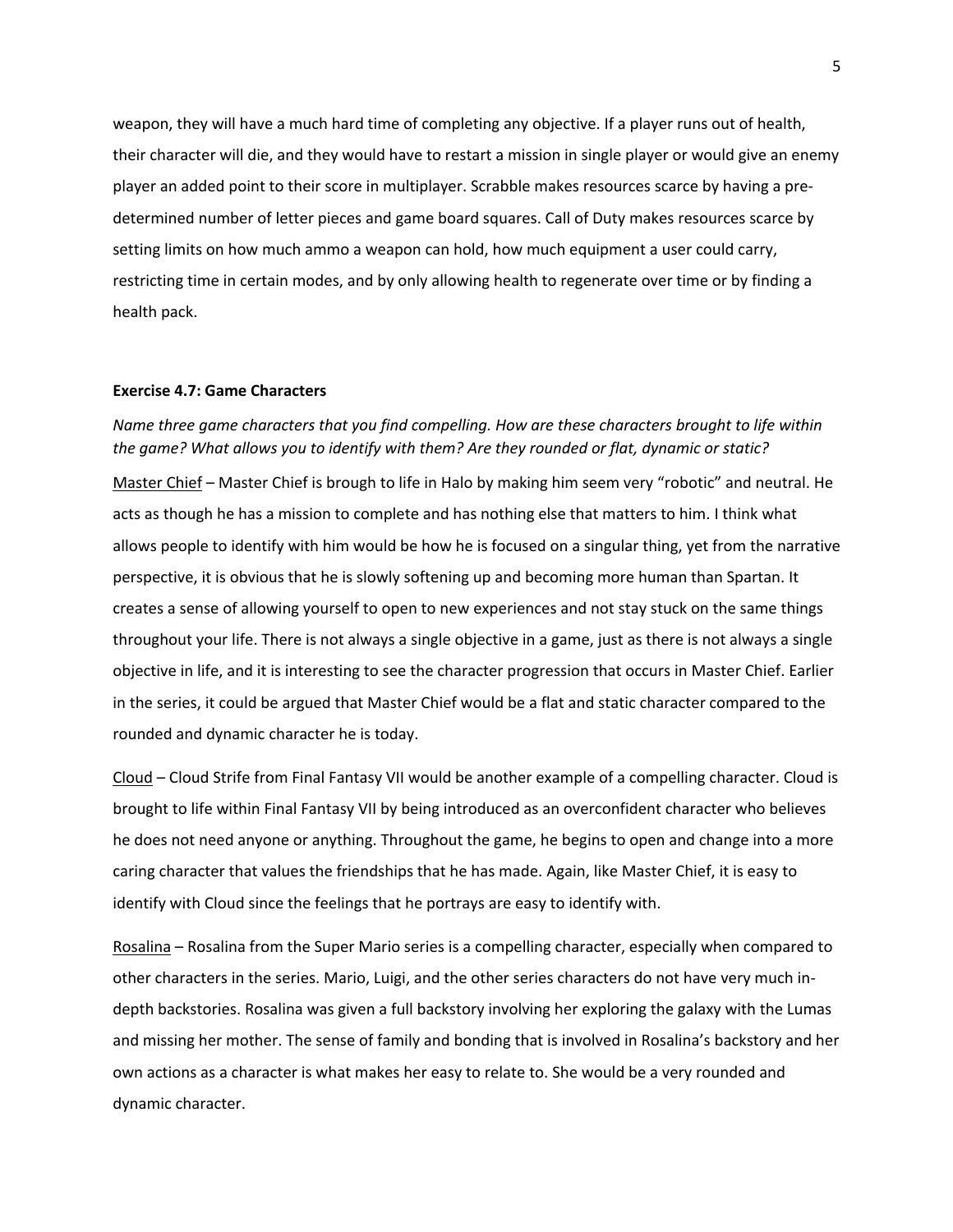weapon, they will have a much hard time of completing any objective. If a player runs out of health, their character will die, and they would have to restart a mission in single player or would give an enemy player an added point to their score in multiplayer. Scrabble makes resources scarce by having a pre-determined number of letter pieces and game board squares. Call of Duty makes resources scarce by setting limits on how much ammo a weapon can hold, how much equipment a user could carry, restricting time in certain modes, and by only allowing health to regenerate over time or by finding a health pack.

### Exercise 4.7: Game Characters

*Name three game characters that you find compelling. How are these characters brought to life within the game? What allows you to identify with them? Are they rounded or flat, dynamic or static?*

<u>Master Chief</u> – Master Chief is brough to life in Halo by making him seem very "robotic" and neutral. He acts as though he has a mission to complete and has nothing else that matters to him. I think what allows people to identify with him would be how he is focused on a singular thing, yet from the narrative perspective, it is obvious that he is slowly softening up and becoming more human than Spartan. It creates a sense of allowing yourself to open to new experiences and not stay stuck on the same things throughout your life. There is not always a single objective in a game, just as there is not always a single objective in life, and it is interesting to see the character progression that occurs in Master Chief. Earlier in the series, it could be argued that Master Chief would be a flat and static character compared to the rounded and dynamic character he is today.

<u>Cloud</u> – Cloud Strife from Final Fantasy VII would be another example of a compelling character. Cloud is brought to life within Final Fantasy VII by being introduced as an overconfident character who believes he does not need anyone or anything. Throughout the game, he begins to open and change into a more caring character that values the friendships that he has made. Again, like Master Chief, it is easy to identify with Cloud since the feelings that he portrays are easy to identify with.

<u>Rosalina</u> – Rosalina from the Super Mario series is a compelling character, especially when compared to other characters in the series. Mario, Luigi, and the other series characters do not have very much in-depth backstories. Rosalina was given a full backstory involving her exploring the galaxy with the Lumas and missing her mother. The sense of family and bonding that is involved in Rosalina's backstory and her own actions as a character is what makes her easy to relate to. She would be a very rounded and dynamic character.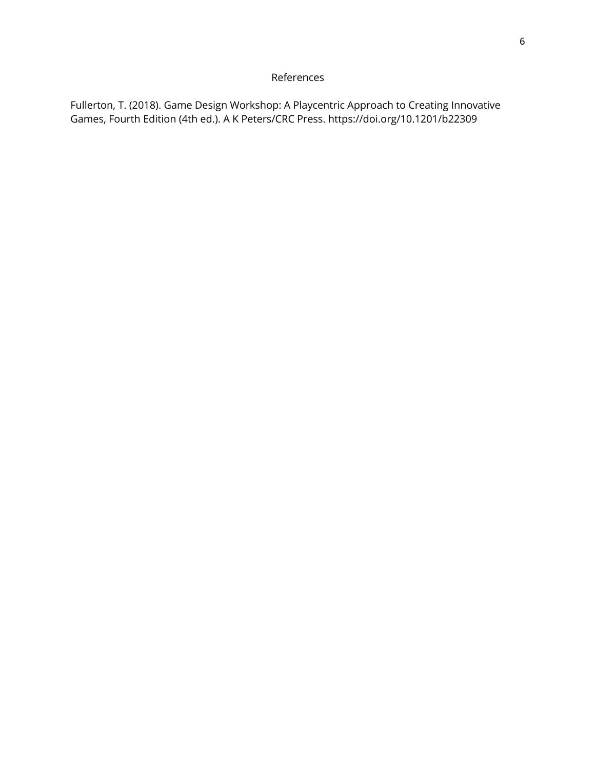# References

Fullerton, T. (2018). Game Design Workshop: A Playcentric Approach to Creating Innovative Games, Fourth Edition (4th ed.). A K Peters/CRC Press. https://doi.org/10.1201/b22309